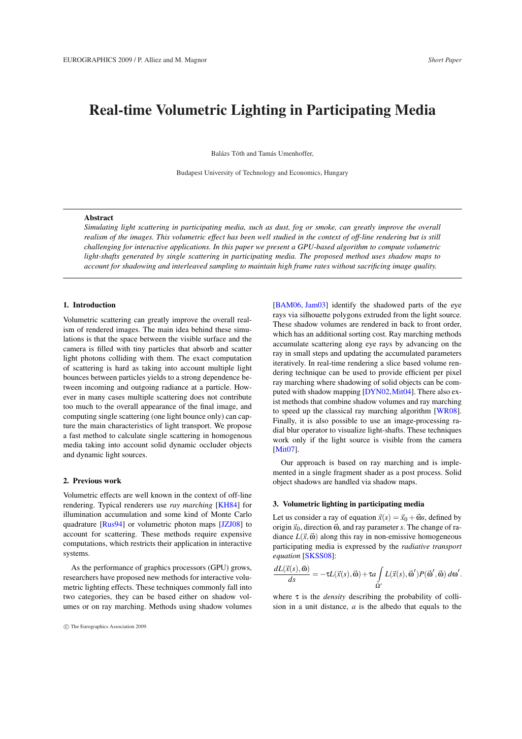# Real-time Volumetric Lighting in Participating Media

Balázs Tóth and Tamás Umenhoffer,

Budapest University of Technology and Economics, Hungary

**Abstract**

*Simulating light scattering in participating media, such as dust, fog or smoke, can greatly improve the overall realism of the images. This volumetric effect has been well studied in the context of off-line rendering but is still challenging for interactive applications. In this paper we present a GPU-based algorithm to compute volumetric light-shafts generated by single scattering in participating media. The proposed method uses shadow maps to account for shadowing and interleaved sampling to maintain high frame rates without sacrificing image quality.*

## 1. Introduction

Volumetric scattering can greatly improve the overall realism of rendered images. The main idea behind these simulations is that the space between the visible surface and the camera is filled with tiny particles that absorb and scatter light photons colliding with them. The exact computation of scattering is hard as taking into account multiple light bounces between particles yields to a strong dependence between incoming and outgoing radiance at a particle. However in many cases multiple scattering does not contribute too much to the overall appearance of the final image, and computing single scattering (one light bounce only) can capture the main characteristics of light transport. We propose a fast method to calculate single scattering in homogenous media taking into account solid dynamic occluder objects and dynamic light sources.

## 2. Previous work

Volumetric effects are well known in the context of off-line rendering. Typical renderers use *ray marching* [KH84] for illumination accumulation and some kind of Monte Carlo quadrature [Rus94] or volumetric photon maps [JZJ08] to account for scattering. These methods require expensive computations, which restricts their application in interactive systems.

As the performance of graphics processors (GPU) grows, researchers have proposed new methods for interactive volumetric lighting effects. These techniques commonly fall into two categories, they can be based either on shadow volumes or on ray marching. Methods using shadow volumes [BAM06, Jam03] identify the shadowed parts of the eye rays via silhouette polygons extruded from the light source. These shadow volumes are rendered in back to front order, which has an additional sorting cost. Ray marching methods accumulate scattering along eye rays by advancing on the ray in small steps and updating the accumulated parameters iteratively. In real-time rendering a slice based volume rendering technique can be used to provide efficient per pixel ray marching where shadowing of solid objects can be computed with shadow mapping [DYN02, Mit04]. There also exist methods that combine shadow volumes and ray marching to speed up the classical ray marching algorithm [WR08]. Finally, it is also possible to use an image-processing radial blur operator to visualize light-shafts. These techniques work only if the light source is visible from the camera [Mit07].

Our approach is based on ray marching and is implemented in a single fragment shader as a post process. Solid object shadows are handled via shadow maps.

## 3. Volumetric lighting in participating media

Let us consider a ray of equation $\vec{x}(s) = \vec{x}_0 + \vec{\omega}s$, defined by origin $\vec{x}_0$, direction $\vec{\omega}$, and ray parameter $s$. The change of radiance $L(\vec{x}, \vec{\omega})$ along this ray in non-emissive homogeneous participating media is expressed by the *radiative transport equation* [SKSS08]:

$$\frac{dL(\vec{x}(s), \vec{\omega})}{ds} = -\tau L(\vec{x}(s), \vec{\omega}) + \tau a \int_{\Omega'} L(\vec{x}(s), \vec{\omega}') P(\vec{\omega}', \vec{\omega}) \, d\omega'.$$

where $\tau$ is the *density* describing the probability of collision in a unit distance, $a$ is the albedo that equals to the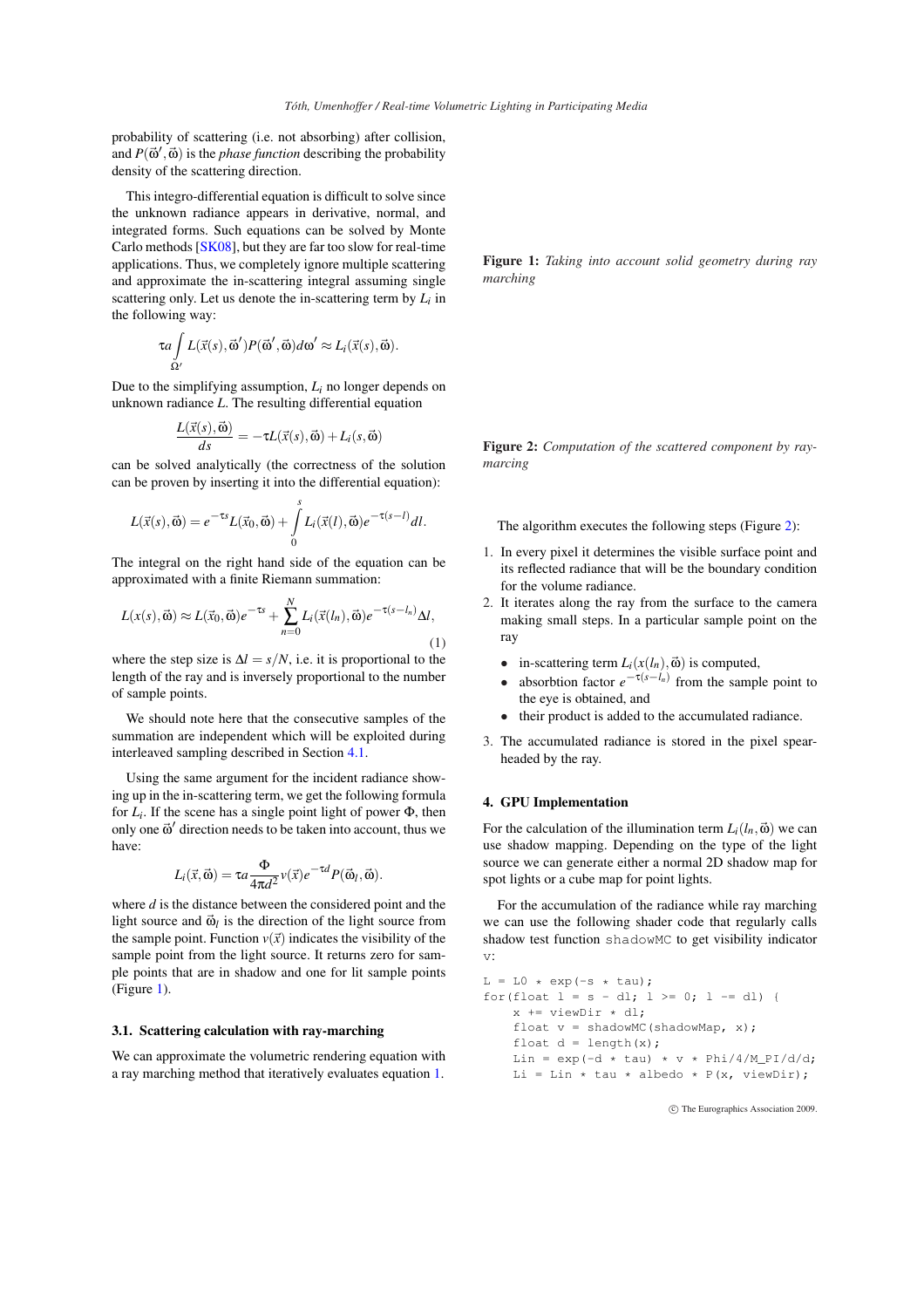probability of scattering (i.e. not absorbing) after collision, and $P(\vec{\omega}', \vec{\omega})$ is the *phase function* describing the probability density of the scattering direction.

This integro-differential equation is difficult to solve since the unknown radiance appears in derivative, normal, and integrated forms. Such equations can be solved by Monte Carlo methods [SK08], but they are far too slow for real-time applications. Thus, we completely ignore multiple scattering and approximate the in-scattering integral assuming single scattering only. Let us denote the in-scattering term by $L_i$ in the following way:

$$\tau a \int_{\Omega'} L(\vec{x}(s), \vec{\omega}') P(\vec{\omega}', \vec{\omega}) d\omega' \approx L_i(\vec{x}(s), \vec{\omega}).$$

Due to the simplifying assumption, $L_i$ no longer depends on unknown radiance $L$. The resulting differential equation

$$\frac{L(\vec{x}(s), \vec{\omega})}{ds} = -\tau L(\vec{x}(s), \vec{\omega}) + L_i(s, \vec{\omega})$$

can be solved analytically (the correctness of the solution can be proven by inserting it into the differential equation):

$$L(\vec{x}(s), \vec{\omega}) = e^{-\tau s} L(\vec{x}_0, \vec{\omega}) + \int_0^s L_i(\vec{x}(l), \vec{\omega}) e^{-\tau(s-l)} dl.$$

The integral on the right hand side of the equation can be approximated with a finite Riemann summation:

$$L(x(s), \vec{\omega}) \approx L(\vec{x}_0, \vec{\omega}) e^{-\tau s} + \sum_{n=0}^{N} L_i(\vec{x}(l_n), \vec{\omega}) e^{-\tau(s-l_n)} \Delta l, \tag{1}$$

where the step size is $\Delta l = s/N$, i.e. it is proportional to the length of the ray and is inversely proportional to the number of sample points.

We should note here that the consecutive samples of the summation are independent which will be exploited during interleaved sampling described in Section 4.1.

Using the same argument for the incident radiance showing up in the in-scattering term, we get the following formula for $L_i$. If the scene has a single point light of power $\Phi$, then only one $\vec{\omega}'$ direction needs to be taken into account, thus we have:

$$L_i(\vec{x}, \vec{\omega}) = \tau a \frac{\Phi}{4\pi d^2} v(\vec{x}) e^{-\tau d} P(\vec{\omega}_l, \vec{\omega}).$$

where $d$ is the distance between the considered point and the light source and $\vec{\omega}_l$ is the direction of the light source from the sample point. Function $v(\vec{x})$ indicates the visibility of the sample point from the light source. It returns zero for sample points that are in shadow and one for lit sample points (Figure 1).

### 3.1. Scattering calculation with ray-marching

We can approximate the volumetric rendering equation with a ray marching method that iteratively evaluates equation 1.

**Figure 1:** *Taking into account solid geometry during ray marching*

**Figure 2:** *Computation of the scattered component by ray-marching*

The algorithm executes the following steps (Figure 2):

1. In every pixel it determines the visible surface point and its reflected radiance that will be the boundary condition for the volume radiance.
2. It iterates along the ray from the surface to the camera making small steps. In a particular sample point on the ray
   - in-scattering term $L_i(x(l_n), \vec{\omega})$ is computed,
   - absorbtion factor $e^{-\tau(s-l_n)}$ from the sample point to the eye is obtained, and
   - their product is added to the accumulated radiance.
3. The accumulated radiance is stored in the pixel spearheaded by the ray.

## 4. GPU Implementation

For the calculation of the illumination term $L_i(l_n, \vec{\omega})$ we can use shadow mapping. Depending on the type of the light source we can generate either a normal 2D shadow map for spot lights or a cube map for point lights.

For the accumulation of the radiance while ray marching we can use the following shader code that regularly calls shadow test function `shadowMC` to get visibility indicator `v`:

```
L = L0 * exp(-s * tau);
for(float l = s - dl; l >= 0; l -= dl) {
    x += viewDir * dl;
    float v = shadowMC(shadowMap, x);
    float d = length(x);
    Lin = exp(-d * tau) * v * Phi/4/M_PI/d/d;
    Li = Lin * tau * albedo * P(x, viewDir);
```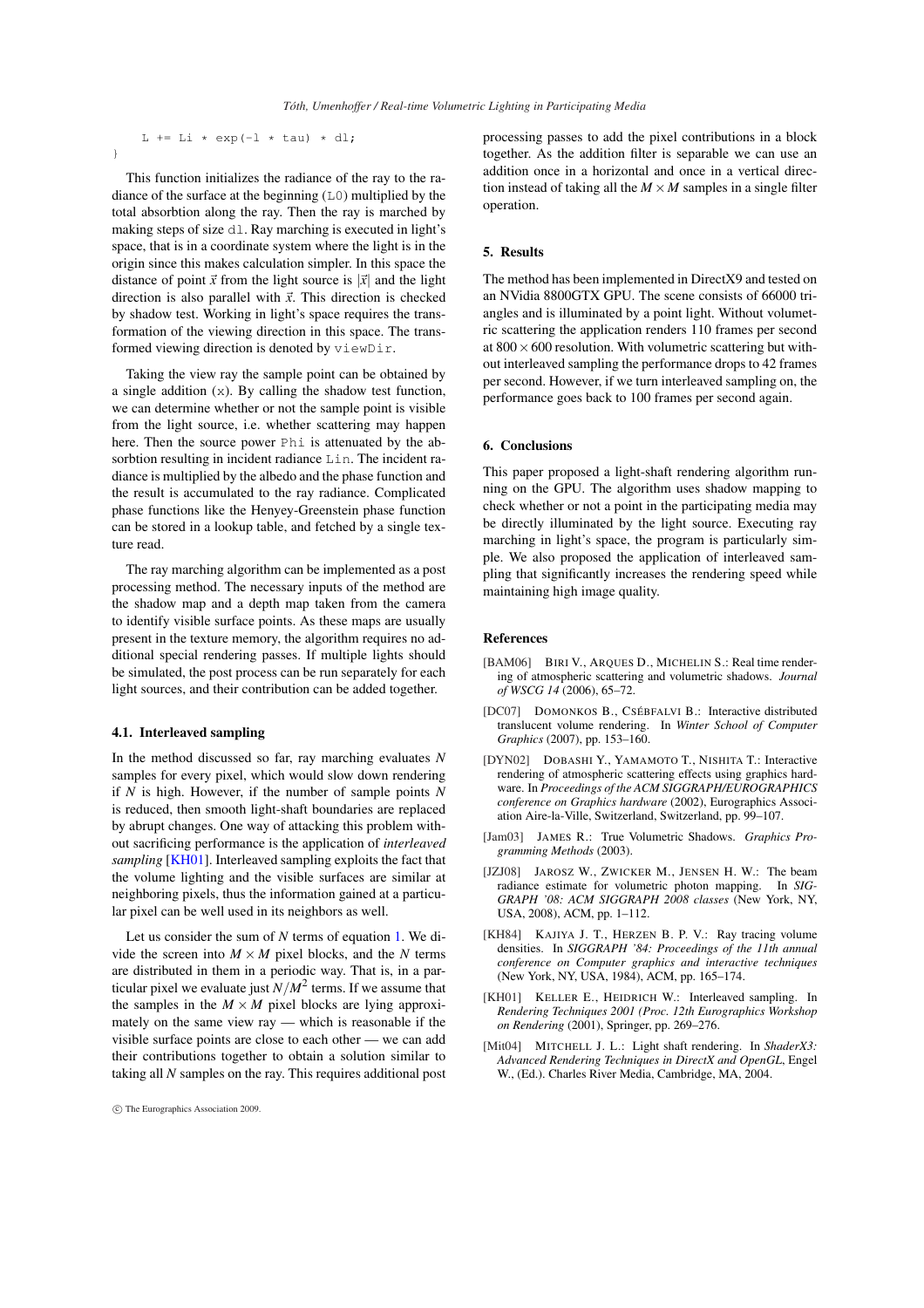```
    L += Li * exp(-l * tau) * dl;
}
```

This function initializes the radiance of the ray to the radiance of the surface at the beginning (`L0`) multiplied by the total absorbtion along the ray. Then the ray is marched by making steps of size `dl`. Ray marching is executed in light's space, that is in a coordinate system where the light is in the origin since this makes calculation simpler. In this space the distance of point $\vec{x}$ from the light source is $|\vec{x}|$ and the light direction is also parallel with $\vec{x}$. This direction is checked by shadow test. Working in light's space requires the transformation of the viewing direction in this space. The transformed viewing direction is denoted by `viewDir`.

Taking the view ray the sample point can be obtained by a single addition (`x`). By calling the shadow test function, we can determine whether or not the sample point is visible from the light source, i.e. whether scattering may happen here. Then the source power `Phi` is attenuated by the absorbtion resulting in incident radiance `Lin`. The incident radiance is multiplied by the albedo and the phase function and the result is accumulated to the ray radiance. Complicated phase functions like the Henyey-Greenstein phase function can be stored in a lookup table, and fetched by a single texture read.

The ray marching algorithm can be implemented as a post processing method. The necessary inputs of the method are the shadow map and a depth map taken from the camera to identify visible surface points. As these maps are usually present in the texture memory, the algorithm requires no additional special rendering passes. If multiple lights should be simulated, the post process can be run separately for each light sources, and their contribution can be added together.

### 4.1. Interleaved sampling

In the method discussed so far, ray marching evaluates $N$ samples for every pixel, which would slow down rendering if $N$ is high. However, if the number of sample points $N$ is reduced, then smooth light-shaft boundaries are replaced by abrupt changes. One way of attacking this problem without sacrificing performance is the application of *interleaved sampling* [KH01]. Interleaved sampling exploits the fact that the volume lighting and the visible surfaces are similar at neighboring pixels, thus the information gained at a particular pixel can be well used in its neighbors as well.

Let us consider the sum of $N$ terms of equation 1. We divide the screen into $M \times M$ pixel blocks, and the $N$ terms are distributed in them in a periodic way. That is, in a particular pixel we evaluate just $N/M^2$ terms. If we assume that the samples in the $M \times M$ pixel blocks are lying approximately on the same view ray — which is reasonable if the visible surface points are close to each other — we can add their contributions together to obtain a solution similar to taking all $N$ samples on the ray. This requires additional post processing passes to add the pixel contributions in a block together. As the addition filter is separable we can use an addition once in a horizontal and once in a vertical direction instead of taking all the $M \times M$ samples in a single filter operation.

## 5. Results

The method has been implemented in DirectX9 and tested on an NVidia 8800GTX GPU. The scene consists of 66000 triangles and is illuminated by a point light. Without volumetric scattering the application renders 110 frames per second at $800 \times 600$ resolution. With volumetric scattering but without interleaved sampling the performance drops to 42 frames per second. However, if we turn interleaved sampling on, the performance goes back to 100 frames per second again.

## 6. Conclusions

This paper proposed a light-shaft rendering algorithm running on the GPU. The algorithm uses shadow mapping to check whether or not a point in the participating media may be directly illuminated by the light source. Executing ray marching in light's space, the program is particularly simple. We also proposed the application of interleaved sampling that significantly increases the rendering speed while maintaining high image quality.

## References

- [BAM06] BIRI V., ARQUES D., MICHELIN S.: Real time rendering of atmospheric scattering and volumetric shadows. *Journal of WSCG 14* (2006), 65–72.
- [DC07] DOMONKOS B., CSÉBFALVI B.: Interactive distributed translucent volume rendering. In *Winter School of Computer Graphics* (2007), pp. 153–160.
- [DYN02] DOBASHI Y., YAMAMOTO T., NISHITA T.: Interactive rendering of atmospheric scattering effects using graphics hardware. In *Proceedings of the ACM SIGGRAPH/EUROGRAPHICS conference on Graphics hardware* (2002), Eurographics Association Aire-la-Ville, Switzerland, Switzerland, pp. 99–107.
- [Jam03] JAMES R.: True Volumetric Shadows. *Graphics Programming Methods* (2003).
- [JZJ08] JAROSZ W., ZWICKER M., JENSEN H. W.: The beam radiance estimate for volumetric photon mapping. In *SIGGRAPH '08: ACM SIGGRAPH 2008 classes* (New York, NY, USA, 2008), ACM, pp. 1–112.
- [KH84] KAJIYA J. T., HERZEN B. P. V.: Ray tracing volume densities. In *SIGGRAPH '84: Proceedings of the 11th annual conference on Computer graphics and interactive techniques* (New York, NY, USA, 1984), ACM, pp. 165–174.
- [KH01] KELLER E., HEIDRICH W.: Interleaved sampling. In *Rendering Techniques 2001 (Proc. 12th Eurographics Workshop on Rendering* (2001), Springer, pp. 269–276.
- [Mit04] MITCHELL J. L.: Light shaft rendering. In *ShaderX3: Advanced Rendering Techniques in DirectX and OpenGL*, Engel W., (Ed.). Charles River Media, Cambridge, MA, 2004.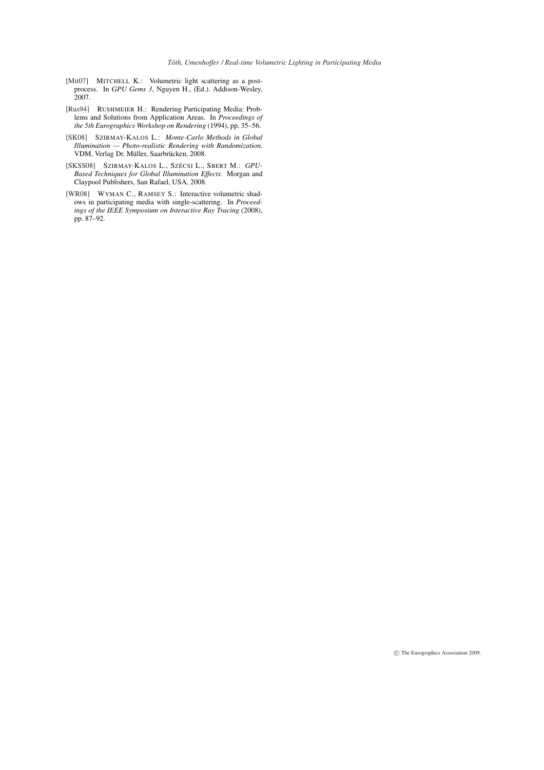[Mit07] MITCHELL K.: Volumetric light scattering as a post-process. In *GPU Gems 3*, Nguyen H., (Ed.). Addison-Wesley, 2007.

[Rus94] RUSHMEIER H.: Rendering Participating Media: Problems and Solutions from Application Areas. In *Proceedings of the 5th Eurographics Workshop on Rendering* (1994), pp. 35–56.

[SK08] SZIRMAY-KALOS L.: *Monte-Carlo Methods in Global Illumination — Photo-realistic Rendering with Randomization*. VDM, Verlag Dr. Müller, Saarbrücken, 2008.

[SKSS08] SZIRMAY-KALOS L., SZÉCSI L., SBERT M.: *GPU-Based Techniques for Global Illumination Effects*. Morgan and Claypool Publishers, San Rafael, USA, 2008.

[WR08] WYMAN C., RAMSEY S.: Interactive volumetric shadows in participating media with single-scattering. In *Proceedings of the IEEE Symposium on Interactive Ray Tracing* (2008), pp. 87–92.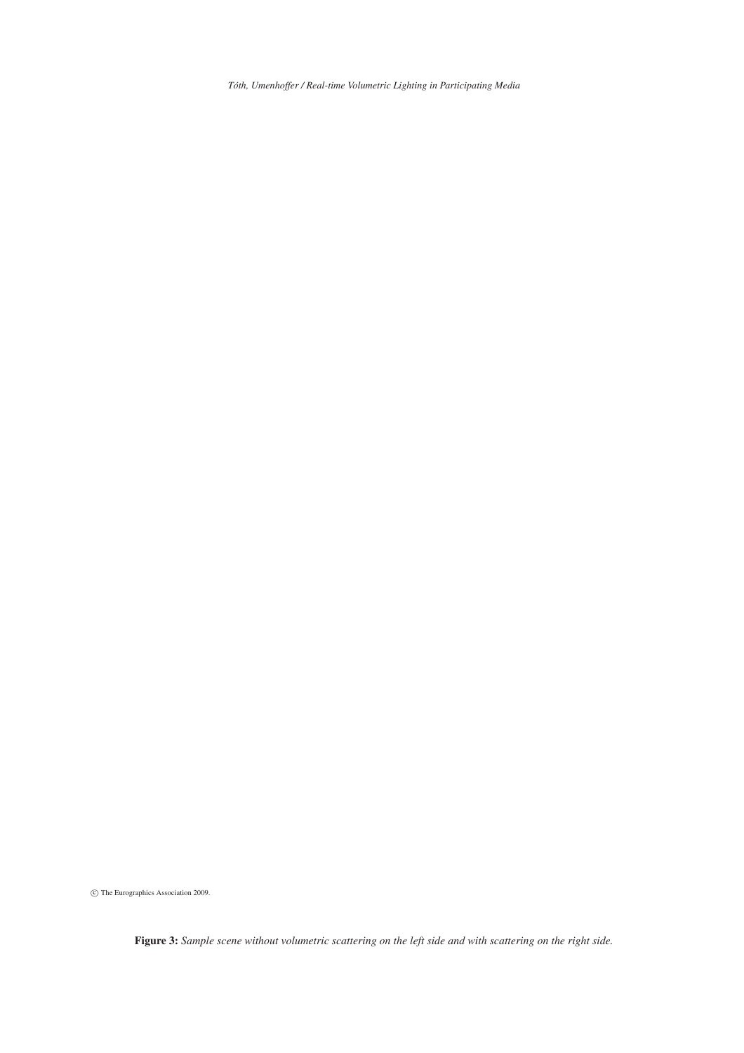**Figure 3:** *Sample scene without volumetric scattering on the left side and with scattering on the right side.*